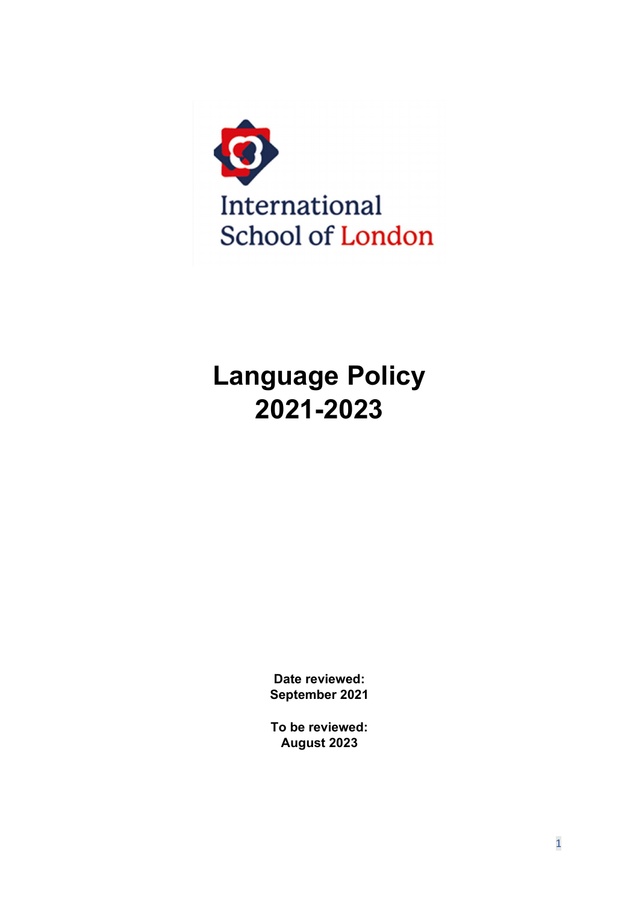International School of London

# Language Policy 2021-2023

**Date reviewed:**
**September 2021**

**To be reviewed:**
**August 2023**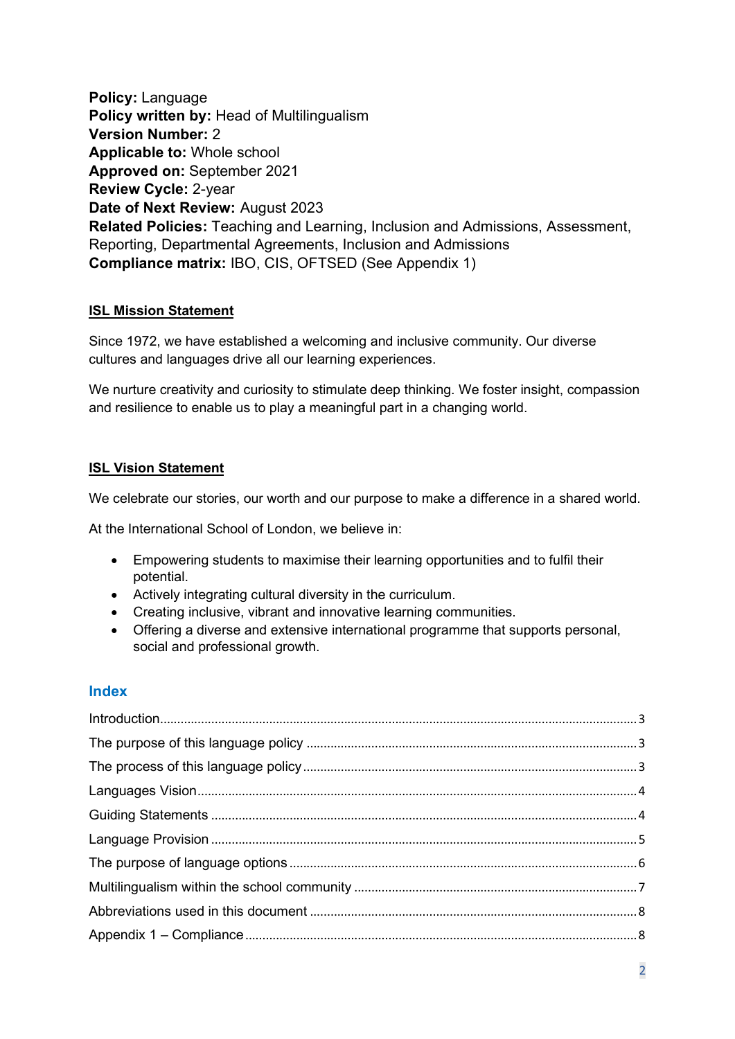**Policy:** Language
**Policy written by:** Head of Multilingualism
**Version Number:** 2
**Applicable to:** Whole school
**Approved on:** September 2021
**Review Cycle:** 2-year
**Date of Next Review:** August 2023
**Related Policies:** Teaching and Learning, Inclusion and Admissions, Assessment, Reporting, Departmental Agreements, Inclusion and Admissions
**Compliance matrix:** IBO, CIS, OFTSED (See Appendix 1)

## ISL Mission Statement

Since 1972, we have established a welcoming and inclusive community. Our diverse cultures and languages drive all our learning experiences.

We nurture creativity and curiosity to stimulate deep thinking. We foster insight, compassion and resilience to enable us to play a meaningful part in a changing world.

## ISL Vision Statement

We celebrate our stories, our worth and our purpose to make a difference in a shared world.

At the International School of London, we believe in:

- Empowering students to maximise their learning opportunities and to fulfil their potential.
- Actively integrating cultural diversity in the curriculum.
- Creating inclusive, vibrant and innovative learning communities.
- Offering a diverse and extensive international programme that supports personal, social and professional growth.

## Index

Introduction.......3
The purpose of this language policy.......3
The process of this language policy.......3
Languages Vision.......4
Guiding Statements.......4
Language Provision.......5
The purpose of language options.......6
Multilingualism within the school community.......7
Abbreviations used in this document.......8
Appendix 1 – Compliance.......8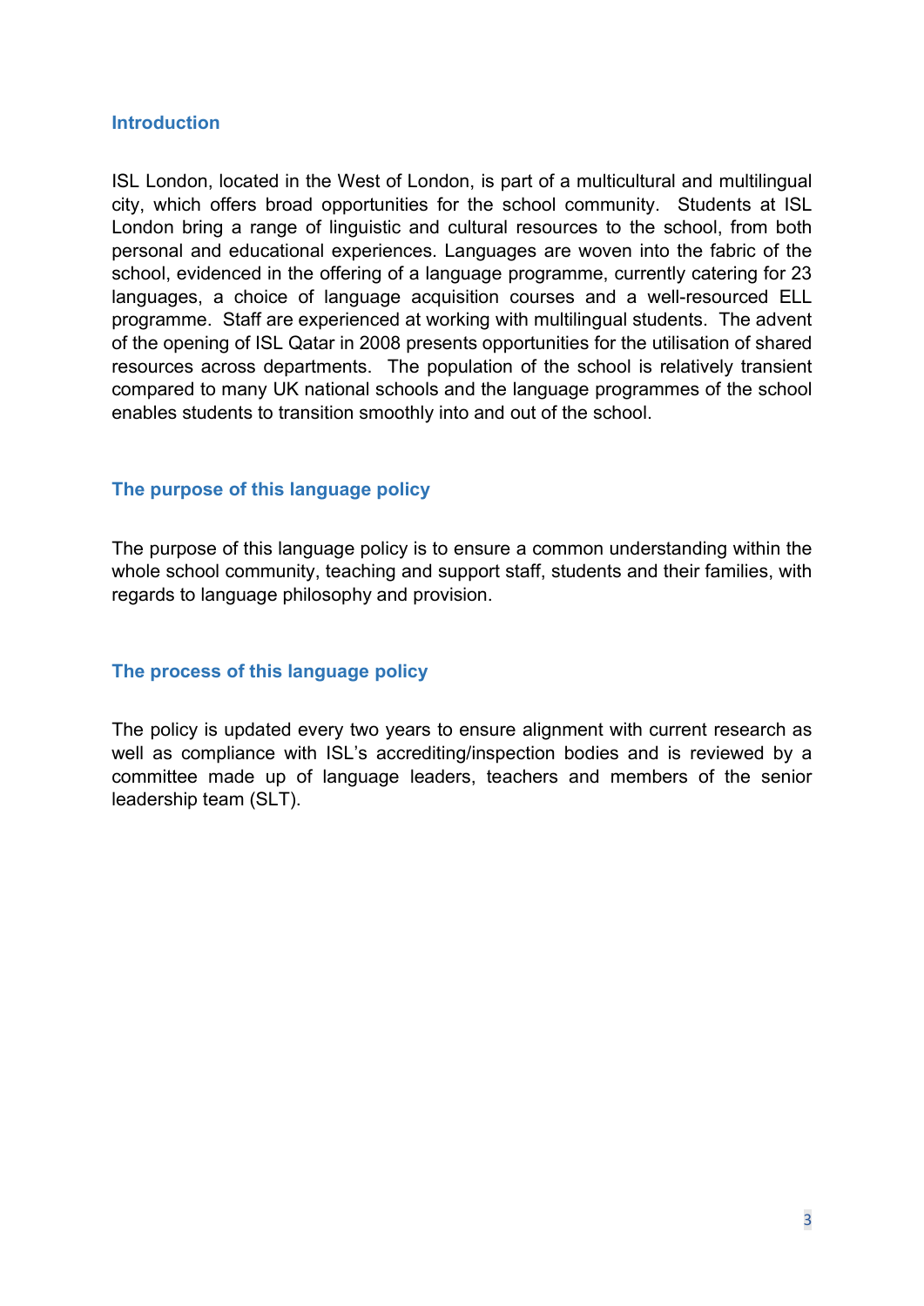## Introduction

ISL London, located in the West of London, is part of a multicultural and multilingual city, which offers broad opportunities for the school community. Students at ISL London bring a range of linguistic and cultural resources to the school, from both personal and educational experiences. Languages are woven into the fabric of the school, evidenced in the offering of a language programme, currently catering for 23 languages, a choice of language acquisition courses and a well-resourced ELL programme. Staff are experienced at working with multilingual students. The advent of the opening of ISL Qatar in 2008 presents opportunities for the utilisation of shared resources across departments. The population of the school is relatively transient compared to many UK national schools and the language programmes of the school enables students to transition smoothly into and out of the school.

## The purpose of this language policy

The purpose of this language policy is to ensure a common understanding within the whole school community, teaching and support staff, students and their families, with regards to language philosophy and provision.

## The process of this language policy

The policy is updated every two years to ensure alignment with current research as well as compliance with ISL's accrediting/inspection bodies and is reviewed by a committee made up of language leaders, teachers and members of the senior leadership team (SLT).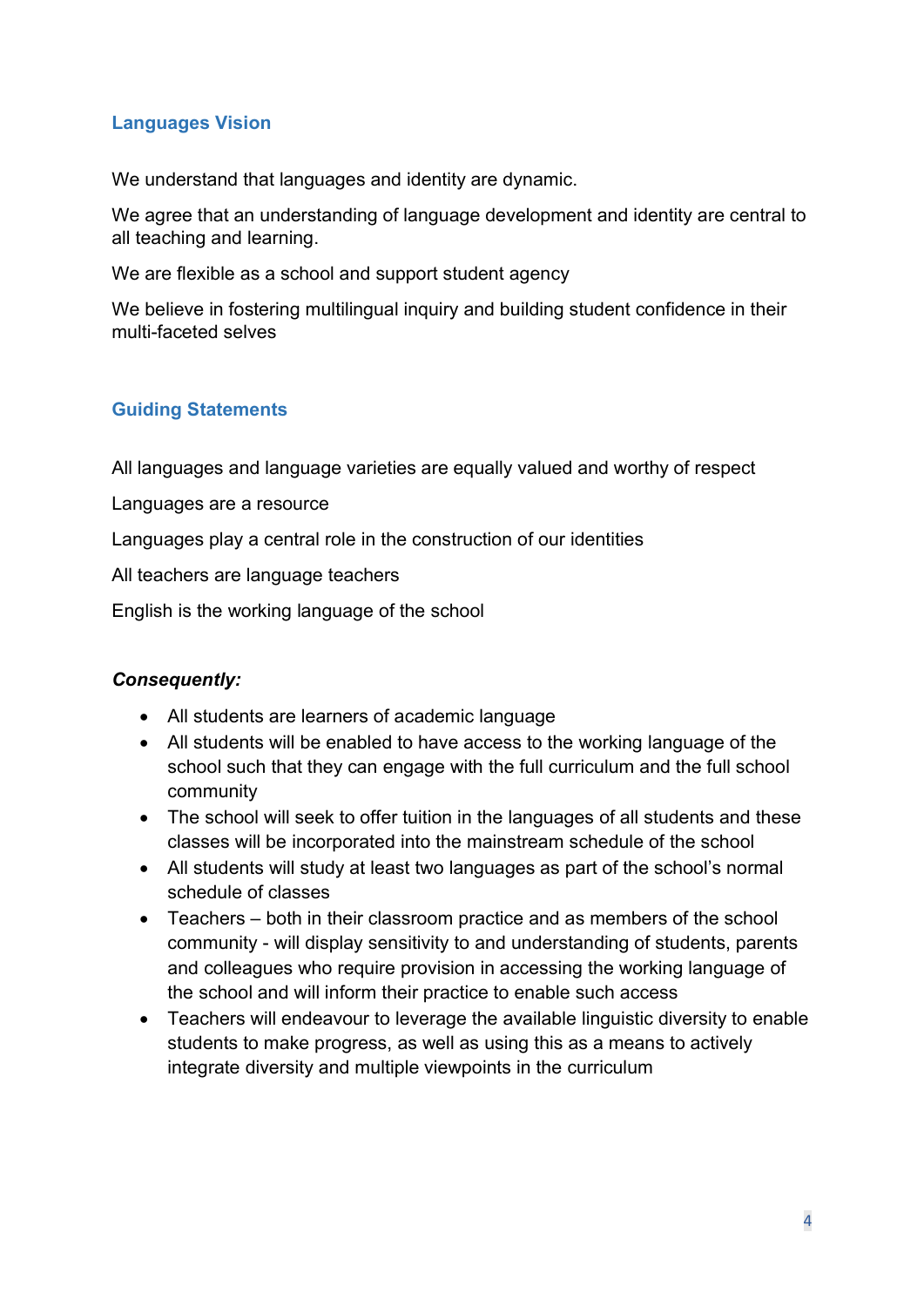## Languages Vision

We understand that languages and identity are dynamic.

We agree that an understanding of language development and identity are central to all teaching and learning.

We are flexible as a school and support student agency

We believe in fostering multilingual inquiry and building student confidence in their multi-faceted selves

## Guiding Statements

All languages and language varieties are equally valued and worthy of respect

Languages are a resource

Languages play a central role in the construction of our identities

All teachers are language teachers

English is the working language of the school

***Consequently:***

- All students are learners of academic language
- All students will be enabled to have access to the working language of the school such that they can engage with the full curriculum and the full school community
- The school will seek to offer tuition in the languages of all students and these classes will be incorporated into the mainstream schedule of the school
- All students will study at least two languages as part of the school's normal schedule of classes
- Teachers – both in their classroom practice and as members of the school community - will display sensitivity to and understanding of students, parents and colleagues who require provision in accessing the working language of the school and will inform their practice to enable such access
- Teachers will endeavour to leverage the available linguistic diversity to enable students to make progress, as well as using this as a means to actively integrate diversity and multiple viewpoints in the curriculum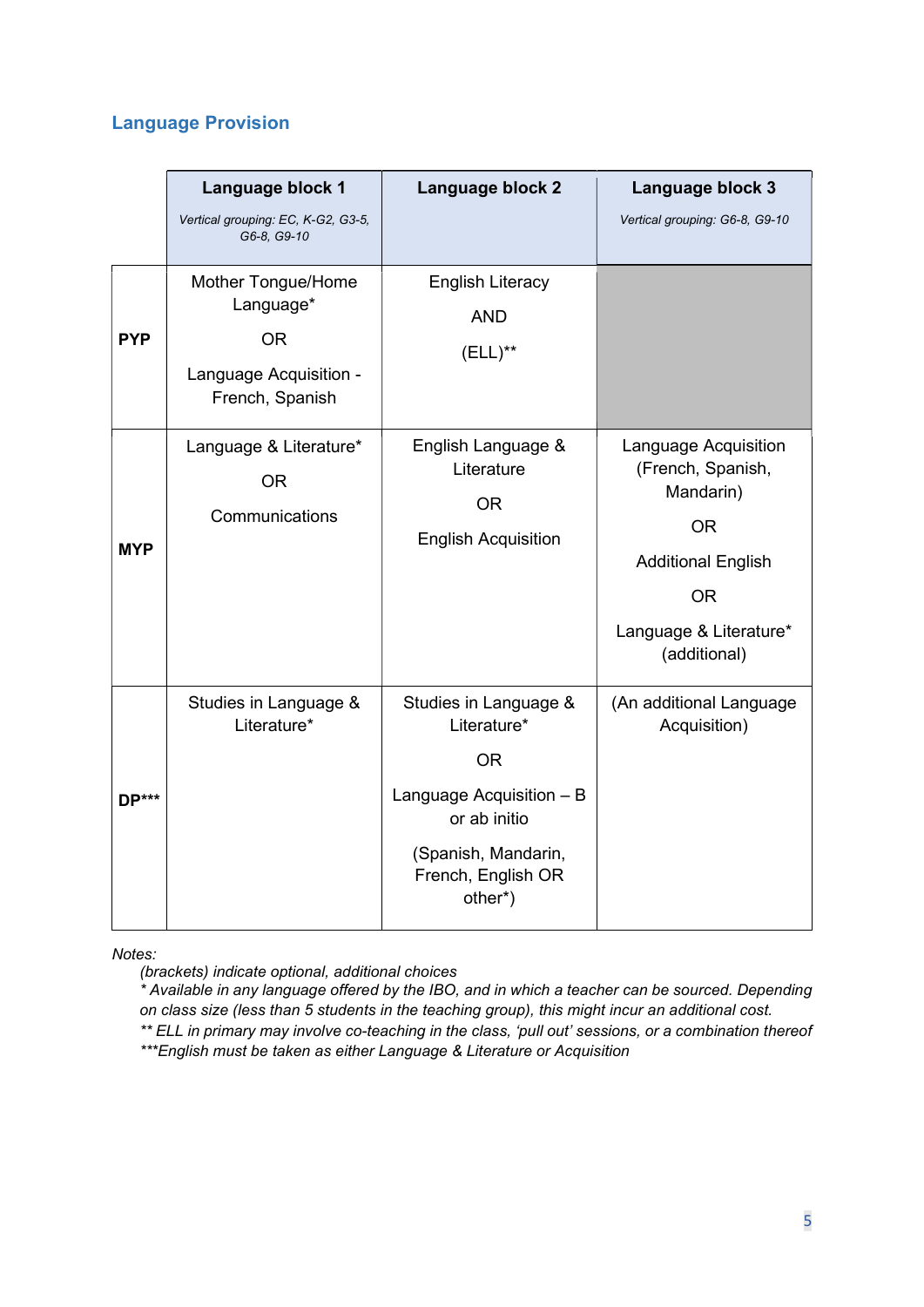## Language Provision

| | Language block 1<br>*Vertical grouping: EC, K-G2, G3-5, G6-8, G9-10* | Language block 2 | Language block 3<br>*Vertical grouping: G6-8, G9-10* |
|---|---|---|---|
| **PYP** | Mother Tongue/Home Language*<br>OR<br>Language Acquisition - French, Spanish | English Literacy<br>AND<br>(ELL)** | |
| **MYP** | Language & Literature*<br>OR<br>Communications | English Language & Literature<br>OR<br>English Acquisition | Language Acquisition (French, Spanish, Mandarin)<br>OR<br>Additional English<br>OR<br>Language & Literature* (additional) |
| **DP*** ** | Studies in Language & Literature* | Studies in Language & Literature*<br>OR<br>Language Acquisition – B or ab initio<br>(Spanish, Mandarin, French, English OR other*) | (An additional Language Acquisition) |

*Notes:*

*(brackets) indicate optional, additional choices*

*\* Available in any language offered by the IBO, and in which a teacher can be sourced. Depending on class size (less than 5 students in the teaching group), this might incur an additional cost.*

*\*\* ELL in primary may involve co-teaching in the class, 'pull out' sessions, or a combination thereof*

*\*\*\*English must be taken as either Language & Literature or Acquisition*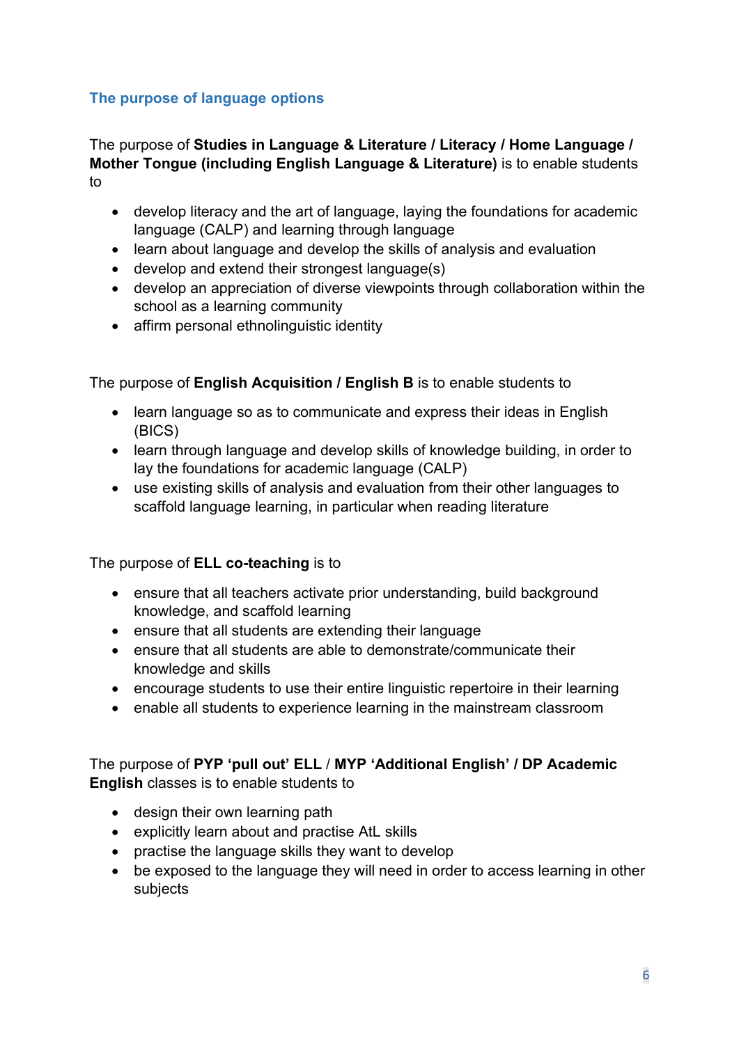## The purpose of language options

The purpose of **Studies in Language & Literature / Literacy / Home Language / Mother Tongue (including English Language & Literature)** is to enable students to

- develop literacy and the art of language, laying the foundations for academic language (CALP) and learning through language
- learn about language and develop the skills of analysis and evaluation
- develop and extend their strongest language(s)
- develop an appreciation of diverse viewpoints through collaboration within the school as a learning community
- affirm personal ethnolinguistic identity

The purpose of **English Acquisition / English B** is to enable students to

- learn language so as to communicate and express their ideas in English (BICS)
- learn through language and develop skills of knowledge building, in order to lay the foundations for academic language (CALP)
- use existing skills of analysis and evaluation from their other languages to scaffold language learning, in particular when reading literature

The purpose of **ELL co-teaching** is to

- ensure that all teachers activate prior understanding, build background knowledge, and scaffold learning
- ensure that all students are extending their language
- ensure that all students are able to demonstrate/communicate their knowledge and skills
- encourage students to use their entire linguistic repertoire in their learning
- enable all students to experience learning in the mainstream classroom

The purpose of **PYP 'pull out' ELL / MYP 'Additional English' / DP Academic English** classes is to enable students to

- design their own learning path
- explicitly learn about and practise AtL skills
- practise the language skills they want to develop
- be exposed to the language they will need in order to access learning in other subjects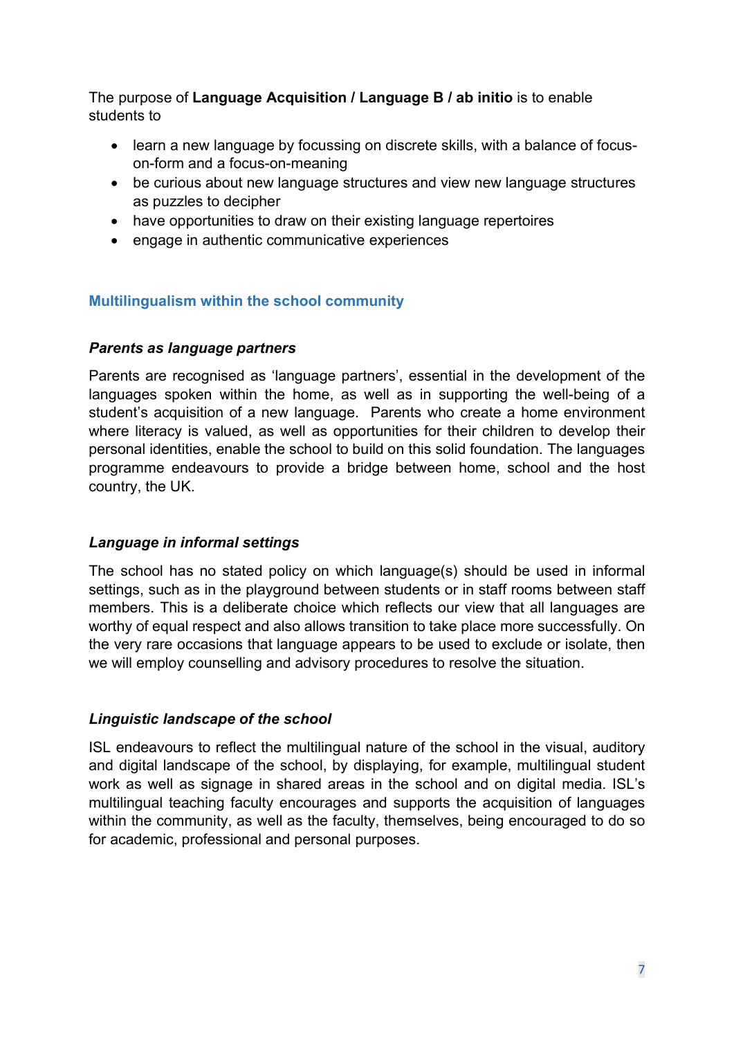The purpose of **Language Acquisition / Language B / ab initio** is to enable students to

- learn a new language by focussing on discrete skills, with a balance of focus-on-form and a focus-on-meaning
- be curious about new language structures and view new language structures as puzzles to decipher
- have opportunities to draw on their existing language repertoires
- engage in authentic communicative experiences

## Multilingualism within the school community

### *Parents as language partners*

Parents are recognised as 'language partners', essential in the development of the languages spoken within the home, as well as in supporting the well-being of a student's acquisition of a new language. Parents who create a home environment where literacy is valued, as well as opportunities for their children to develop their personal identities, enable the school to build on this solid foundation. The languages programme endeavours to provide a bridge between home, school and the host country, the UK.

### *Language in informal settings*

The school has no stated policy on which language(s) should be used in informal settings, such as in the playground between students or in staff rooms between staff members. This is a deliberate choice which reflects our view that all languages are worthy of equal respect and also allows transition to take place more successfully. On the very rare occasions that language appears to be used to exclude or isolate, then we will employ counselling and advisory procedures to resolve the situation.

### *Linguistic landscape of the school*

ISL endeavours to reflect the multilingual nature of the school in the visual, auditory and digital landscape of the school, by displaying, for example, multilingual student work as well as signage in shared areas in the school and on digital media. ISL's multilingual teaching faculty encourages and supports the acquisition of languages within the community, as well as the faculty, themselves, being encouraged to do so for academic, professional and personal purposes.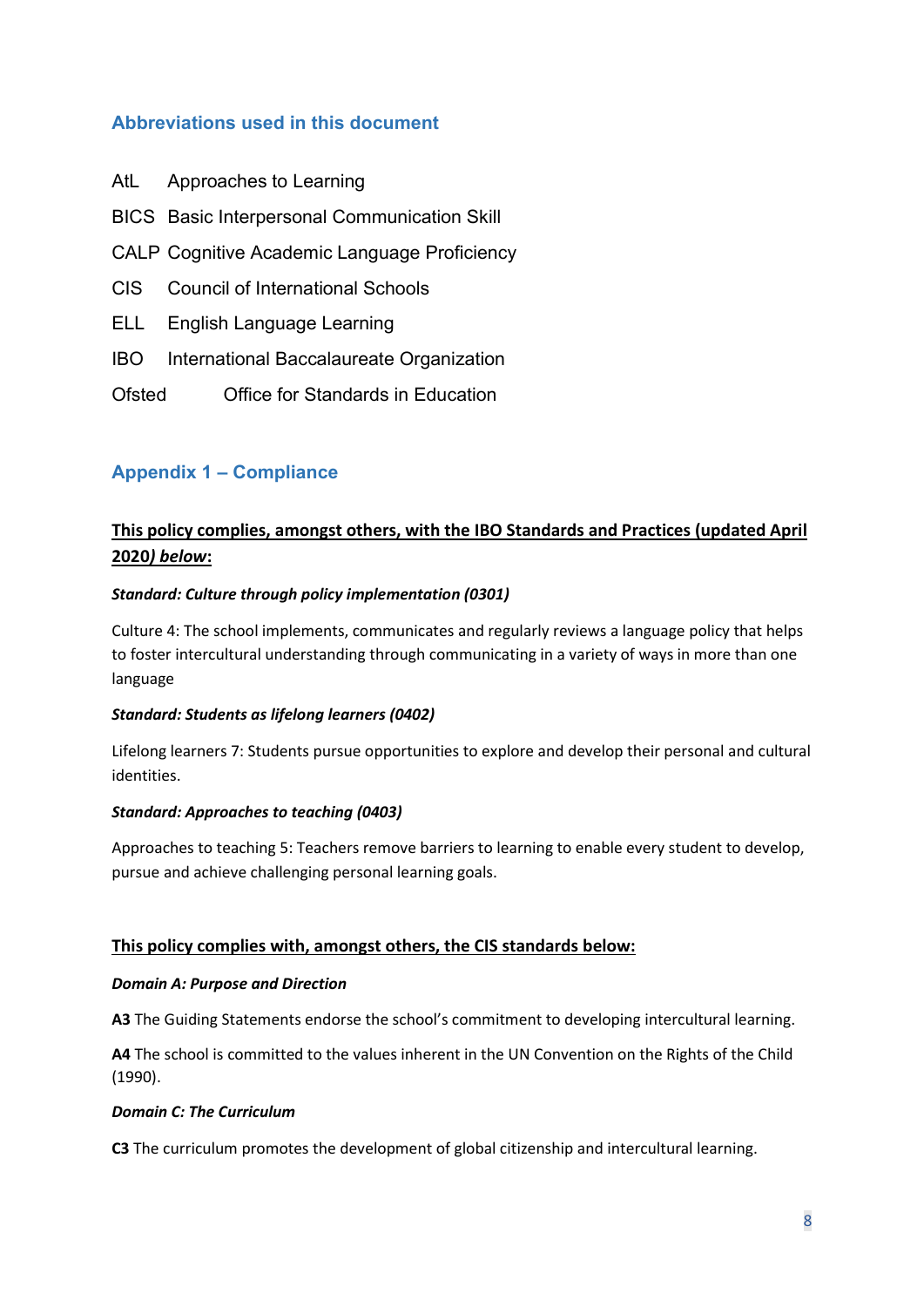## Abbreviations used in this document

AtL Approaches to Learning

BICS Basic Interpersonal Communication Skill

CALP Cognitive Academic Language Proficiency

CIS Council of International Schools

ELL English Language Learning

IBO International Baccalaureate Organization

Ofsted Office for Standards in Education

## Appendix 1 – Compliance

**<u>This policy complies, amongst others, with the IBO Standards and Practices (updated April 2020*) below*:</u>**

***Standard: Culture through policy implementation (0301)***

Culture 4: The school implements, communicates and regularly reviews a language policy that helps to foster intercultural understanding through communicating in a variety of ways in more than one language

***Standard: Students as lifelong learners (0402)***

Lifelong learners 7: Students pursue opportunities to explore and develop their personal and cultural identities.

***Standard: Approaches to teaching (0403)***

Approaches to teaching 5: Teachers remove barriers to learning to enable every student to develop, pursue and achieve challenging personal learning goals.

**<u>This policy complies with, amongst others, the CIS standards below:</u>**

***Domain A: Purpose and Direction***

**A3** The Guiding Statements endorse the school's commitment to developing intercultural learning.

**A4** The school is committed to the values inherent in the UN Convention on the Rights of the Child (1990).

***Domain C: The Curriculum***

**C3** The curriculum promotes the development of global citizenship and intercultural learning.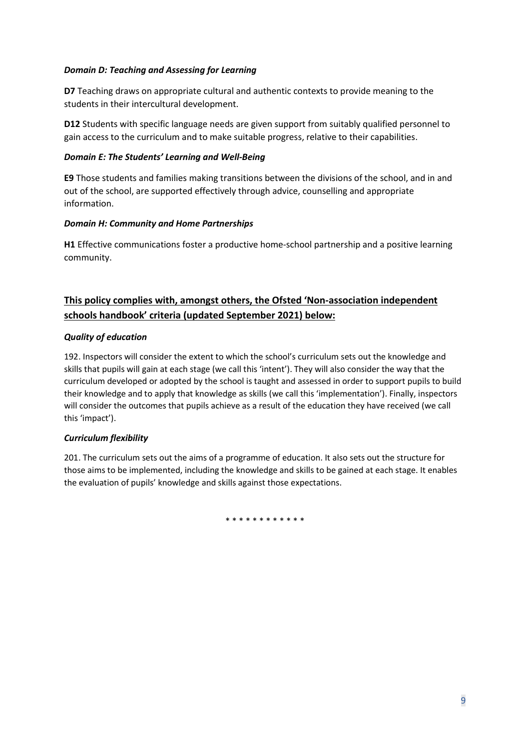### *Domain D: Teaching and Assessing for Learning*

**D7** Teaching draws on appropriate cultural and authentic contexts to provide meaning to the students in their intercultural development.

**D12** Students with specific language needs are given support from suitably qualified personnel to gain access to the curriculum and to make suitable progress, relative to their capabilities.

### *Domain E: The Students' Learning and Well-Being*

**E9** Those students and families making transitions between the divisions of the school, and in and out of the school, are supported effectively through advice, counselling and appropriate information.

### *Domain H: Community and Home Partnerships*

**H1** Effective communications foster a productive home-school partnership and a positive learning community.

## **This policy complies with, amongst others, the Ofsted 'Non-association independent schools handbook' criteria (updated September 2021) below:**

### *Quality of education*

192. Inspectors will consider the extent to which the school's curriculum sets out the knowledge and skills that pupils will gain at each stage (we call this 'intent'). They will also consider the way that the curriculum developed or adopted by the school is taught and assessed in order to support pupils to build their knowledge and to apply that knowledge as skills (we call this 'implementation'). Finally, inspectors will consider the outcomes that pupils achieve as a result of the education they have received (we call this 'impact').

### *Curriculum flexibility*

201. The curriculum sets out the aims of a programme of education. It also sets out the structure for those aims to be implemented, including the knowledge and skills to be gained at each stage. It enables the evaluation of pupils' knowledge and skills against those expectations.

\* \* \* \* \* \* \* \* \* \* \* \*